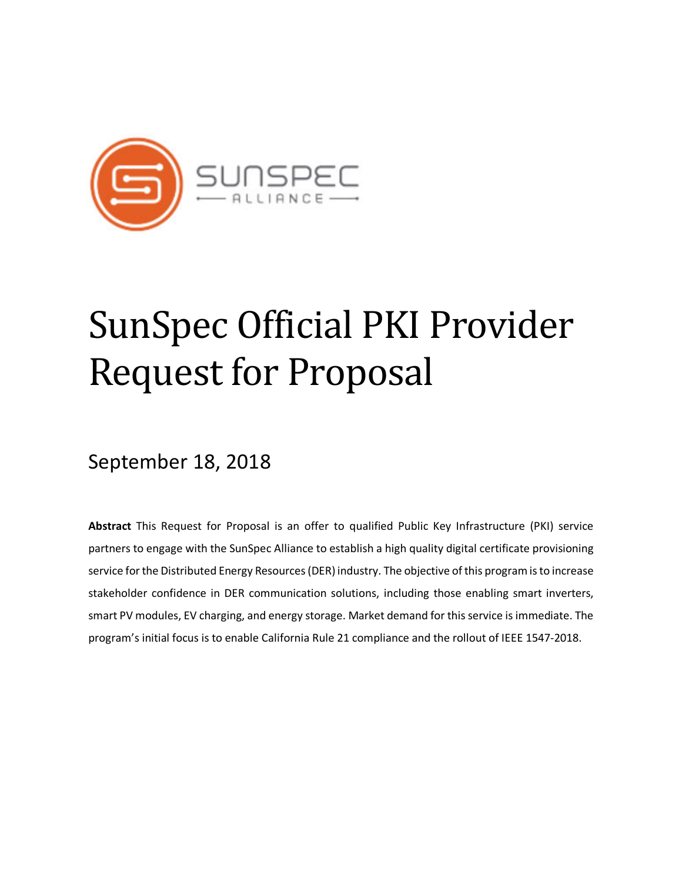# SunSpec Official PKI Provider Request for Proposal

September 18, 2018

**Abstract** This Request for Proposal is an offer to qualified Public Key Infrastructure (PKI) service partners to engage with the SunSpec Alliance to establish a high quality digital certificate provisioning service for the Distributed Energy Resources (DER) industry. The objective of this program is to increase stakeholder confidence in DER communication solutions, including those enabling smart inverters, smart PV modules, EV charging, and energy storage. Market demand for this service is immediate. The program's initial focus is to enable California Rule 21 compliance and the rollout of IEEE 1547-2018.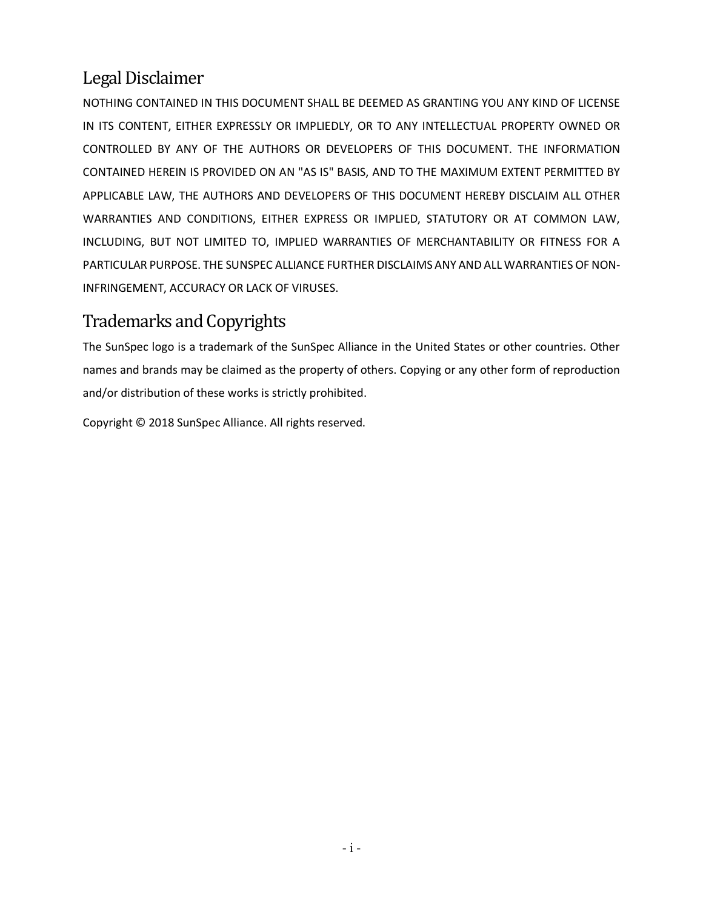## Legal Disclaimer

NOTHING CONTAINED IN THIS DOCUMENT SHALL BE DEEMED AS GRANTING YOU ANY KIND OF LICENSE IN ITS CONTENT, EITHER EXPRESSLY OR IMPLIEDLY, OR TO ANY INTELLECTUAL PROPERTY OWNED OR CONTROLLED BY ANY OF THE AUTHORS OR DEVELOPERS OF THIS DOCUMENT. THE INFORMATION CONTAINED HEREIN IS PROVIDED ON AN "AS IS" BASIS, AND TO THE MAXIMUM EXTENT PERMITTED BY APPLICABLE LAW, THE AUTHORS AND DEVELOPERS OF THIS DOCUMENT HEREBY DISCLAIM ALL OTHER WARRANTIES AND CONDITIONS, EITHER EXPRESS OR IMPLIED, STATUTORY OR AT COMMON LAW, INCLUDING, BUT NOT LIMITED TO, IMPLIED WARRANTIES OF MERCHANTABILITY OR FITNESS FOR A PARTICULAR PURPOSE. THE SUNSPEC ALLIANCE FURTHER DISCLAIMS ANY AND ALL WARRANTIES OF NON-INFRINGEMENT, ACCURACY OR LACK OF VIRUSES.

## Trademarks and Copyrights

The SunSpec logo is a trademark of the SunSpec Alliance in the United States or other countries. Other names and brands may be claimed as the property of others. Copying or any other form of reproduction and/or distribution of these works is strictly prohibited.

Copyright © 2018 SunSpec Alliance. All rights reserved.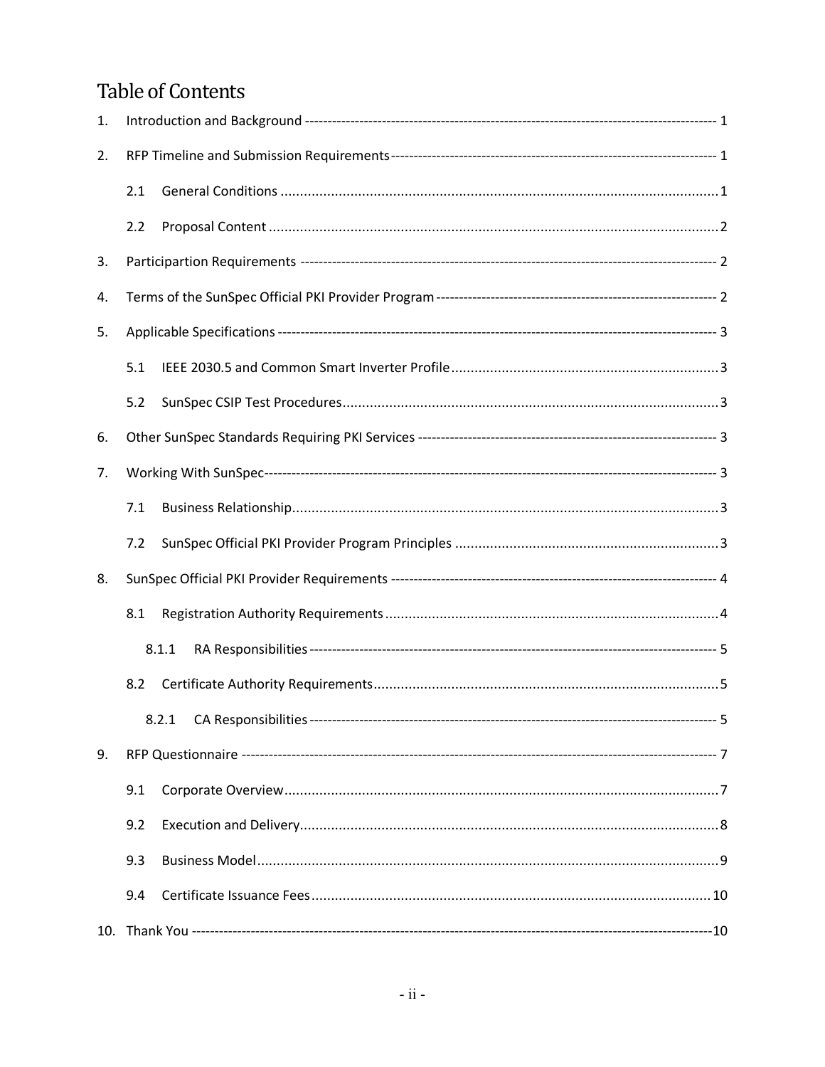# Table of Contents

1. Introduction and Background ---------------------------------------------------------------------------------------- 1
2. RFP Timeline and Submission Requirements ------------------------------------------------------------------------ 1
   - 2.1 General Conditions .............................................................................................................1
   - 2.2 Proposal Content ..................................................................................................................2
3. Participartion Requirements ------------------------------------------------------------------------------------------ 2
4. Terms of the SunSpec Official PKI Provider Program ------------------------------------------------------------ 2
5. Applicable Specifications ------------------------------------------------------------------------------------------------ 3
   - 5.1 IEEE 2030.5 and Common Smart Inverter Profile ....................................................................3
   - 5.2 SunSpec CSIP Test Procedures.................................................................................................3
6. Other SunSpec Standards Requiring PKI Services --------------------------------------------------------------- 3
7. Working With SunSpec ------------------------------------------------------------------------------------------------- 3
   - 7.1 Business Relationship.............................................................................................................3
   - 7.2 SunSpec Official PKI Provider Program Principles ...................................................................3
8. SunSpec Official PKI Provider Requirements --------------------------------------------------------------------- 4
   - 8.1 Registration Authority Requirements ......................................................................................4
     - 8.1.1 RA Responsibilities ------------------------------------------------------------------------------------ 5
   - 8.2 Certificate Authority Requirements.........................................................................................5
     - 8.2.1 CA Responsibilities ------------------------------------------------------------------------------------ 5
9. RFP Questionnaire ------------------------------------------------------------------------------------------------------- 7
   - 9.1 Corporate Overview ...............................................................................................................7
   - 9.2 Execution and Delivery...........................................................................................................8
   - 9.3 Business Model ......................................................................................................................9
   - 9.4 Certificate Issuance Fees ......................................................................................................10
10. Thank You ----------------------------------------------------------------------------------------------------------------10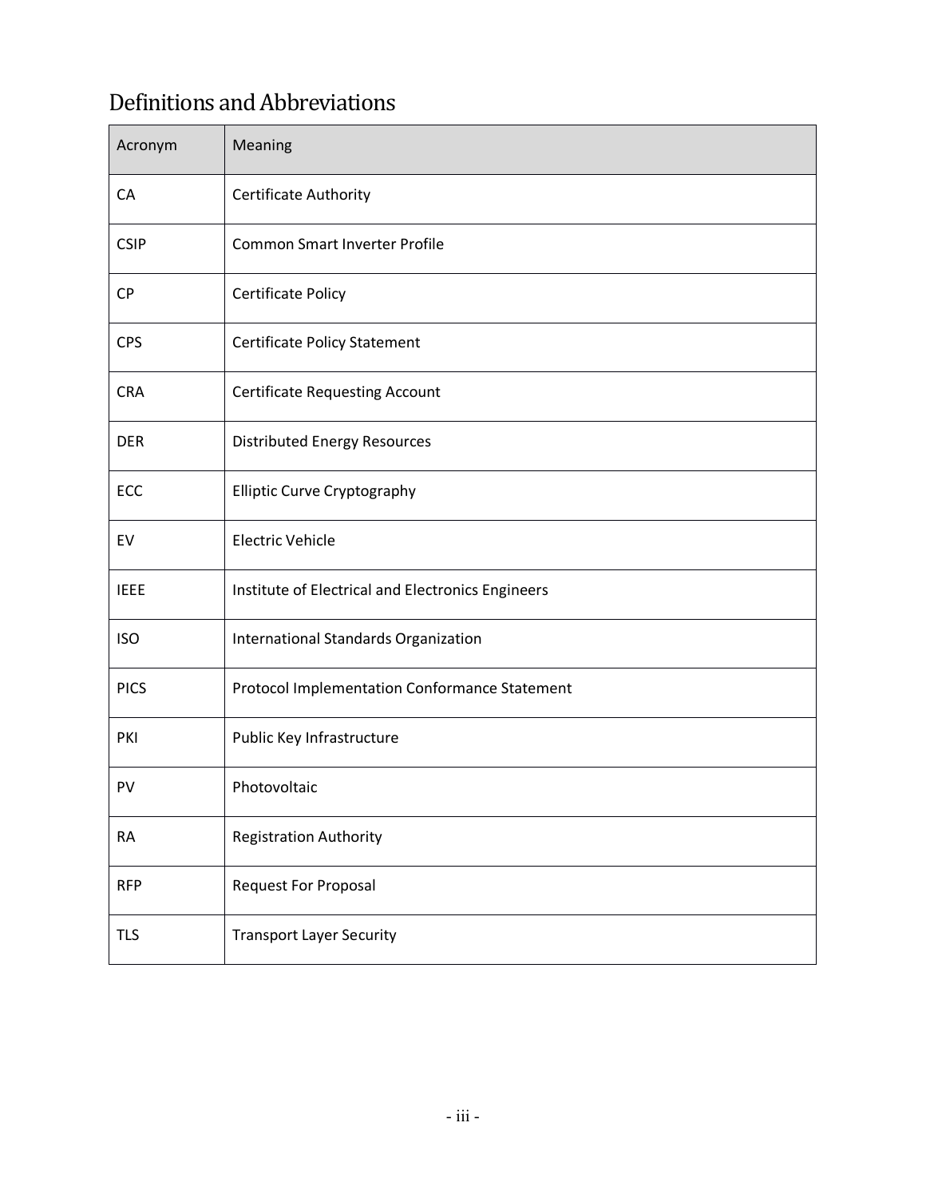# Definitions and Abbreviations

| Acronym | Meaning |
|---|---|
| CA | Certificate Authority |
| CSIP | Common Smart Inverter Profile |
| CP | Certificate Policy |
| CPS | Certificate Policy Statement |
| CRA | Certificate Requesting Account |
| DER | Distributed Energy Resources |
| ECC | Elliptic Curve Cryptography |
| EV | Electric Vehicle |
| IEEE | Institute of Electrical and Electronics Engineers |
| ISO | International Standards Organization |
| PICS | Protocol Implementation Conformance Statement |
| PKI | Public Key Infrastructure |
| PV | Photovoltaic |
| RA | Registration Authority |
| RFP | Request For Proposal |
| TLS | Transport Layer Security |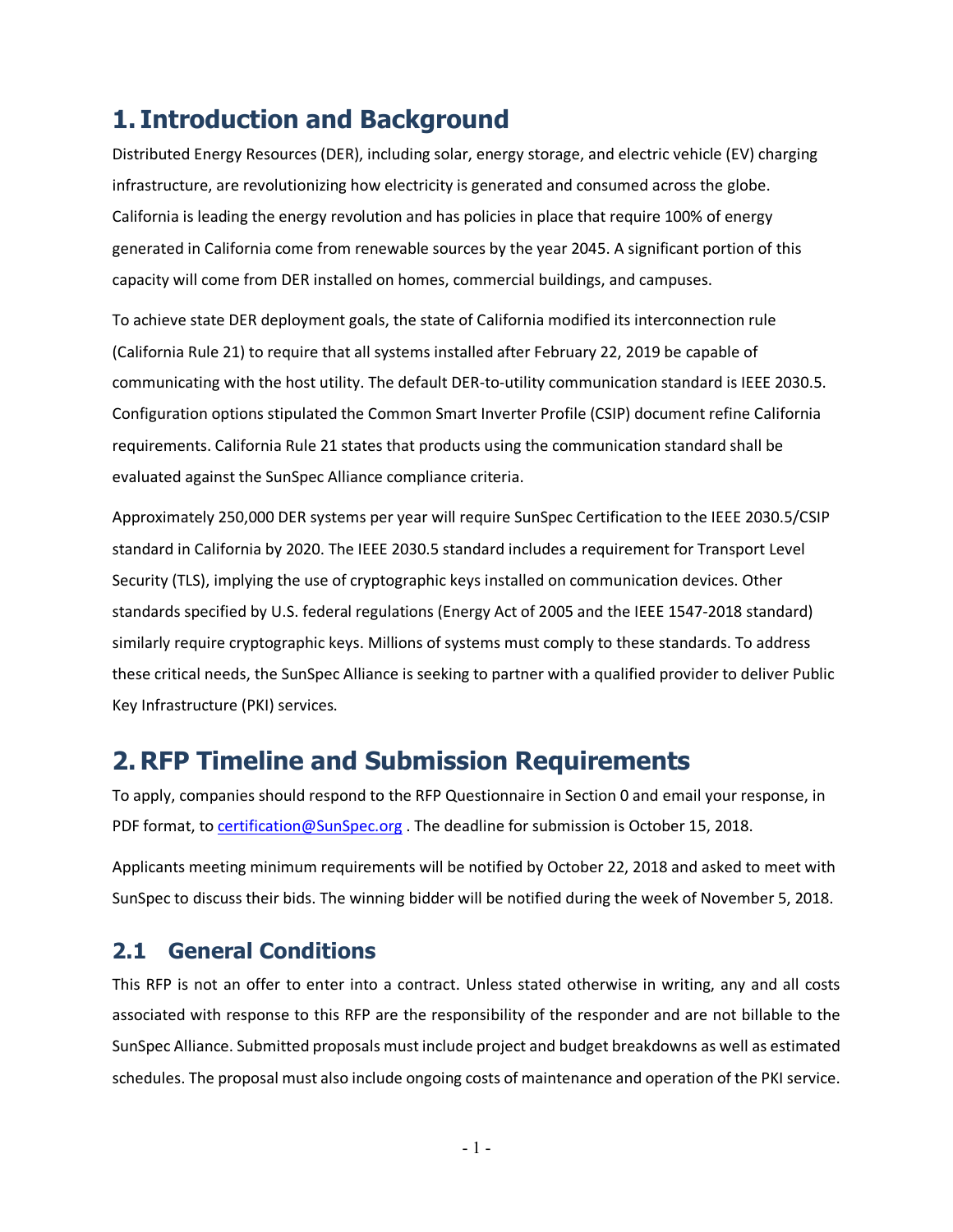# 1. Introduction and Background

Distributed Energy Resources (DER), including solar, energy storage, and electric vehicle (EV) charging infrastructure, are revolutionizing how electricity is generated and consumed across the globe. California is leading the energy revolution and has policies in place that require 100% of energy generated in California come from renewable sources by the year 2045. A significant portion of this capacity will come from DER installed on homes, commercial buildings, and campuses.

To achieve state DER deployment goals, the state of California modified its interconnection rule (California Rule 21) to require that all systems installed after February 22, 2019 be capable of communicating with the host utility. The default DER-to-utility communication standard is IEEE 2030.5. Configuration options stipulated the Common Smart Inverter Profile (CSIP) document refine California requirements. California Rule 21 states that products using the communication standard shall be evaluated against the SunSpec Alliance compliance criteria.

Approximately 250,000 DER systems per year will require SunSpec Certification to the IEEE 2030.5/CSIP standard in California by 2020. The IEEE 2030.5 standard includes a requirement for Transport Level Security (TLS), implying the use of cryptographic keys installed on communication devices. Other standards specified by U.S. federal regulations (Energy Act of 2005 and the IEEE 1547-2018 standard) similarly require cryptographic keys. Millions of systems must comply to these standards. To address these critical needs, the SunSpec Alliance is seeking to partner with a qualified provider to deliver Public Key Infrastructure (PKI) services.

# 2. RFP Timeline and Submission Requirements

To apply, companies should respond to the RFP Questionnaire in Section 0 and email your response, in PDF format, to certification@SunSpec.org . The deadline for submission is October 15, 2018.

Applicants meeting minimum requirements will be notified by October 22, 2018 and asked to meet with SunSpec to discuss their bids. The winning bidder will be notified during the week of November 5, 2018.

## 2.1 General Conditions

This RFP is not an offer to enter into a contract. Unless stated otherwise in writing, any and all costs associated with response to this RFP are the responsibility of the responder and are not billable to the SunSpec Alliance. Submitted proposals must include project and budget breakdowns as well as estimated schedules. The proposal must also include ongoing costs of maintenance and operation of the PKI service.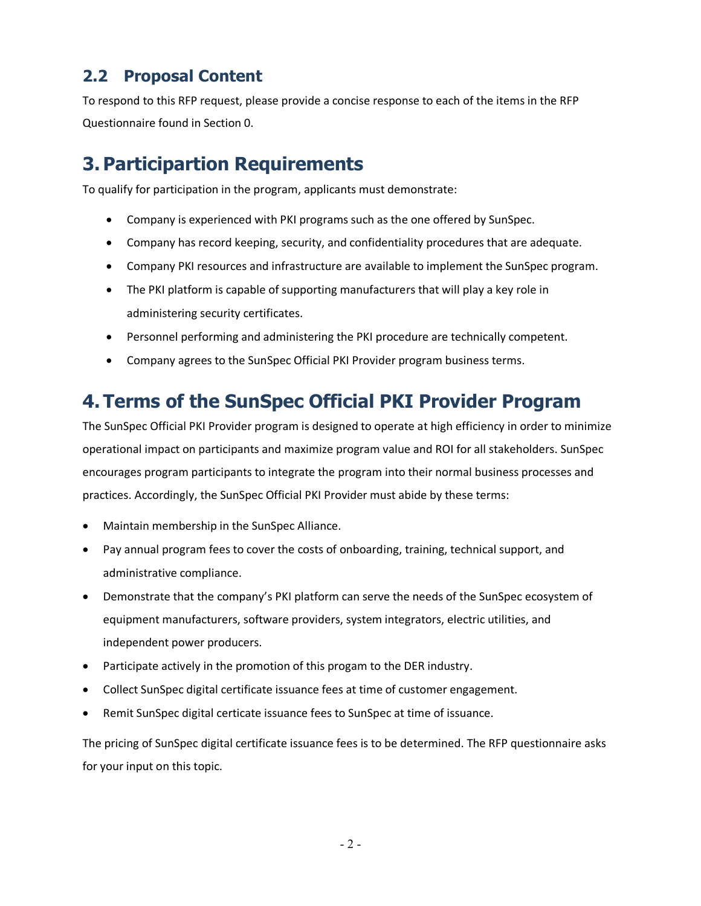## 2.2 Proposal Content

To respond to this RFP request, please provide a concise response to each of the items in the RFP Questionnaire found in Section 0.

# 3. Participartion Requirements

To qualify for participation in the program, applicants must demonstrate:

- Company is experienced with PKI programs such as the one offered by SunSpec.
- Company has record keeping, security, and confidentiality procedures that are adequate.
- Company PKI resources and infrastructure are available to implement the SunSpec program.
- The PKI platform is capable of supporting manufacturers that will play a key role in administering security certificates.
- Personnel performing and administering the PKI procedure are technically competent.
- Company agrees to the SunSpec Official PKI Provider program business terms.

# 4. Terms of the SunSpec Official PKI Provider Program

The SunSpec Official PKI Provider program is designed to operate at high efficiency in order to minimize operational impact on participants and maximize program value and ROI for all stakeholders. SunSpec encourages program participants to integrate the program into their normal business processes and practices. Accordingly, the SunSpec Official PKI Provider must abide by these terms:

- Maintain membership in the SunSpec Alliance.
- Pay annual program fees to cover the costs of onboarding, training, technical support, and administrative compliance.
- Demonstrate that the company's PKI platform can serve the needs of the SunSpec ecosystem of equipment manufacturers, software providers, system integrators, electric utilities, and independent power producers.
- Participate actively in the promotion of this progam to the DER industry.
- Collect SunSpec digital certificate issuance fees at time of customer engagement.
- Remit SunSpec digital certicate issuance fees to SunSpec at time of issuance.

The pricing of SunSpec digital certificate issuance fees is to be determined. The RFP questionnaire asks for your input on this topic.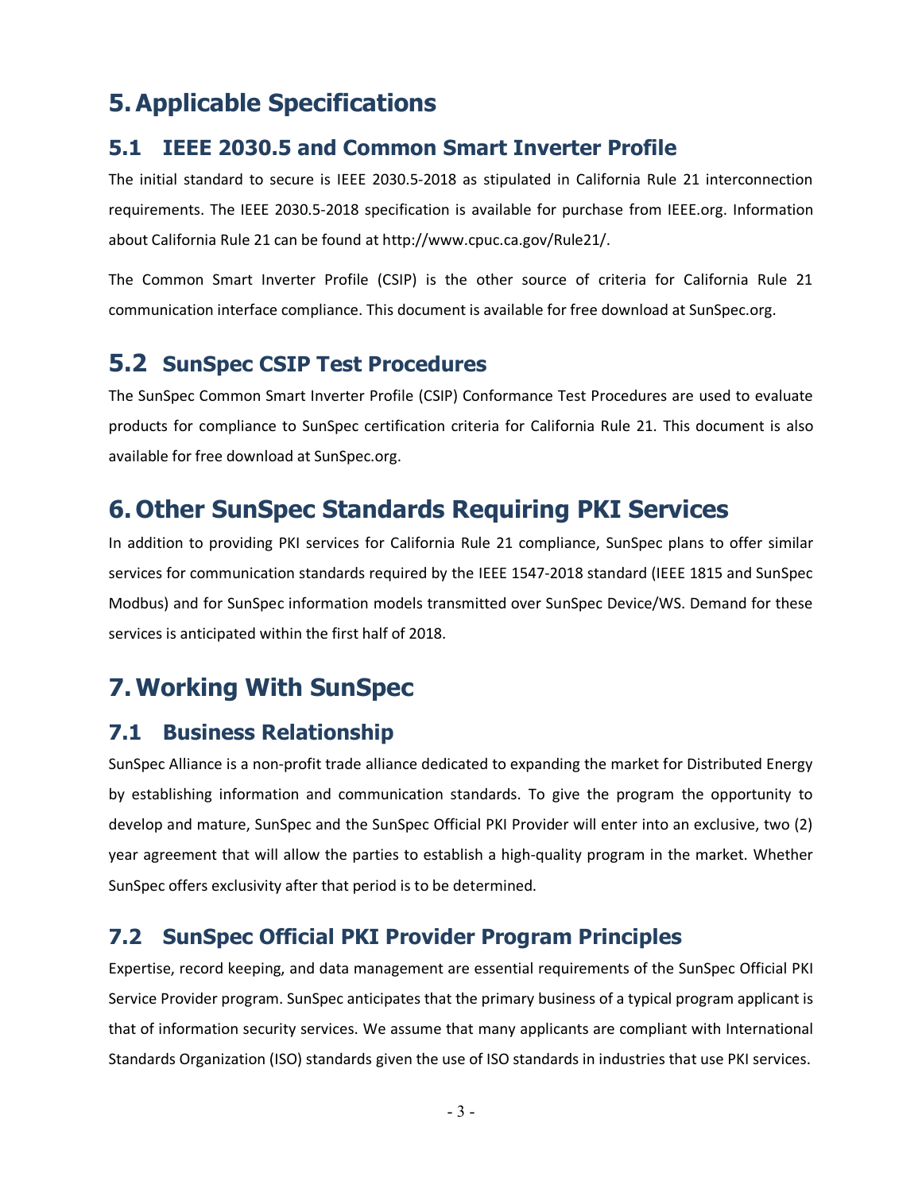# 5. Applicable Specifications

## 5.1 IEEE 2030.5 and Common Smart Inverter Profile

The initial standard to secure is IEEE 2030.5-2018 as stipulated in California Rule 21 interconnection requirements. The IEEE 2030.5-2018 specification is available for purchase from IEEE.org. Information about California Rule 21 can be found at http://www.cpuc.ca.gov/Rule21/.

The Common Smart Inverter Profile (CSIP) is the other source of criteria for California Rule 21 communication interface compliance. This document is available for free download at SunSpec.org.

## 5.2 SunSpec CSIP Test Procedures

The SunSpec Common Smart Inverter Profile (CSIP) Conformance Test Procedures are used to evaluate products for compliance to SunSpec certification criteria for California Rule 21. This document is also available for free download at SunSpec.org.

# 6. Other SunSpec Standards Requiring PKI Services

In addition to providing PKI services for California Rule 21 compliance, SunSpec plans to offer similar services for communication standards required by the IEEE 1547-2018 standard (IEEE 1815 and SunSpec Modbus) and for SunSpec information models transmitted over SunSpec Device/WS. Demand for these services is anticipated within the first half of 2018.

# 7. Working With SunSpec

## 7.1 Business Relationship

SunSpec Alliance is a non-profit trade alliance dedicated to expanding the market for Distributed Energy by establishing information and communication standards. To give the program the opportunity to develop and mature, SunSpec and the SunSpec Official PKI Provider will enter into an exclusive, two (2) year agreement that will allow the parties to establish a high-quality program in the market. Whether SunSpec offers exclusivity after that period is to be determined.

## 7.2 SunSpec Official PKI Provider Program Principles

Expertise, record keeping, and data management are essential requirements of the SunSpec Official PKI Service Provider program. SunSpec anticipates that the primary business of a typical program applicant is that of information security services. We assume that many applicants are compliant with International Standards Organization (ISO) standards given the use of ISO standards in industries that use PKI services.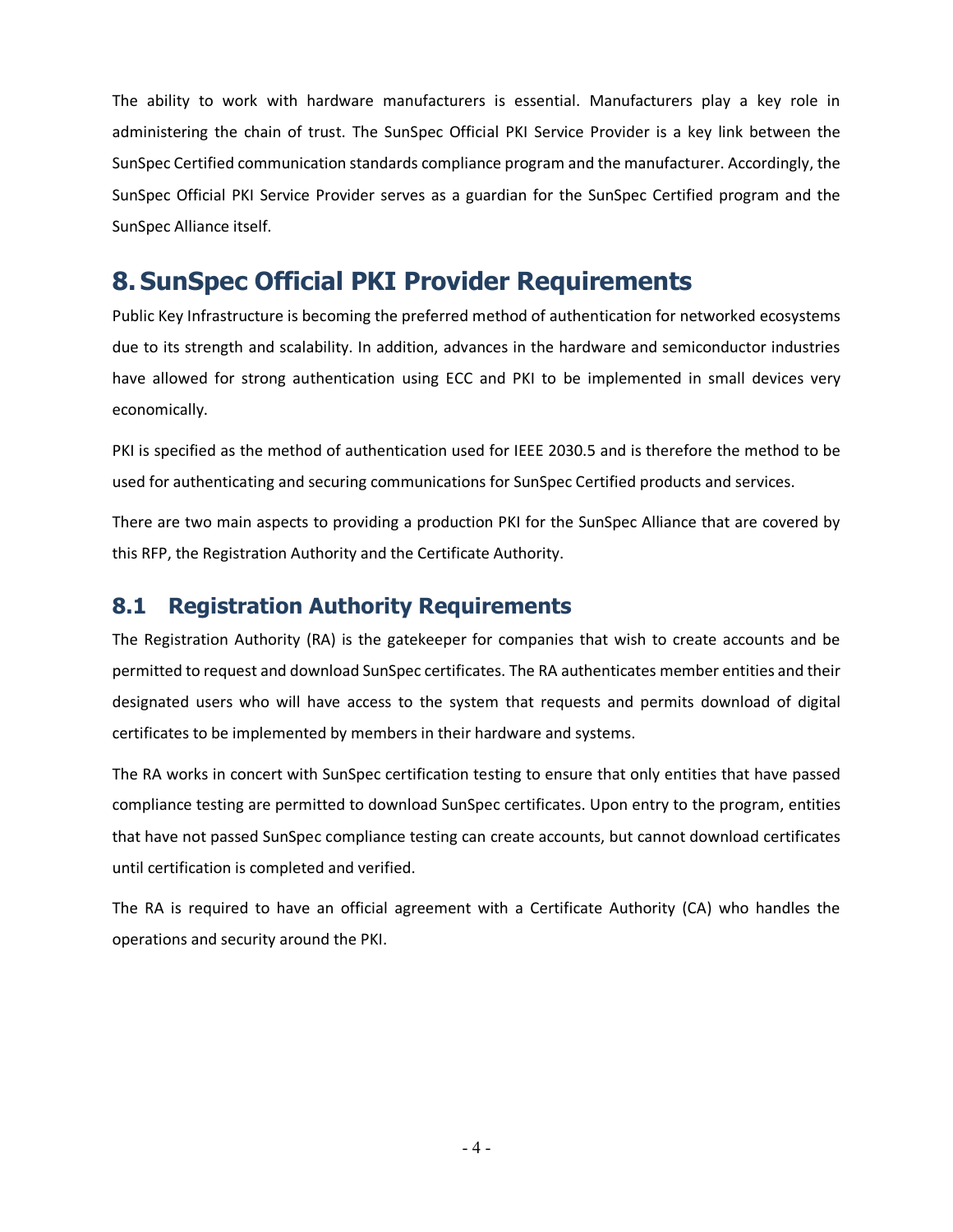The ability to work with hardware manufacturers is essential. Manufacturers play a key role in administering the chain of trust. The SunSpec Official PKI Service Provider is a key link between the SunSpec Certified communication standards compliance program and the manufacturer. Accordingly, the SunSpec Official PKI Service Provider serves as a guardian for the SunSpec Certified program and the SunSpec Alliance itself.

# 8. SunSpec Official PKI Provider Requirements

Public Key Infrastructure is becoming the preferred method of authentication for networked ecosystems due to its strength and scalability. In addition, advances in the hardware and semiconductor industries have allowed for strong authentication using ECC and PKI to be implemented in small devices very economically.

PKI is specified as the method of authentication used for IEEE 2030.5 and is therefore the method to be used for authenticating and securing communications for SunSpec Certified products and services.

There are two main aspects to providing a production PKI for the SunSpec Alliance that are covered by this RFP, the Registration Authority and the Certificate Authority.

## 8.1 Registration Authority Requirements

The Registration Authority (RA) is the gatekeeper for companies that wish to create accounts and be permitted to request and download SunSpec certificates. The RA authenticates member entities and their designated users who will have access to the system that requests and permits download of digital certificates to be implemented by members in their hardware and systems.

The RA works in concert with SunSpec certification testing to ensure that only entities that have passed compliance testing are permitted to download SunSpec certificates. Upon entry to the program, entities that have not passed SunSpec compliance testing can create accounts, but cannot download certificates until certification is completed and verified.

The RA is required to have an official agreement with a Certificate Authority (CA) who handles the operations and security around the PKI.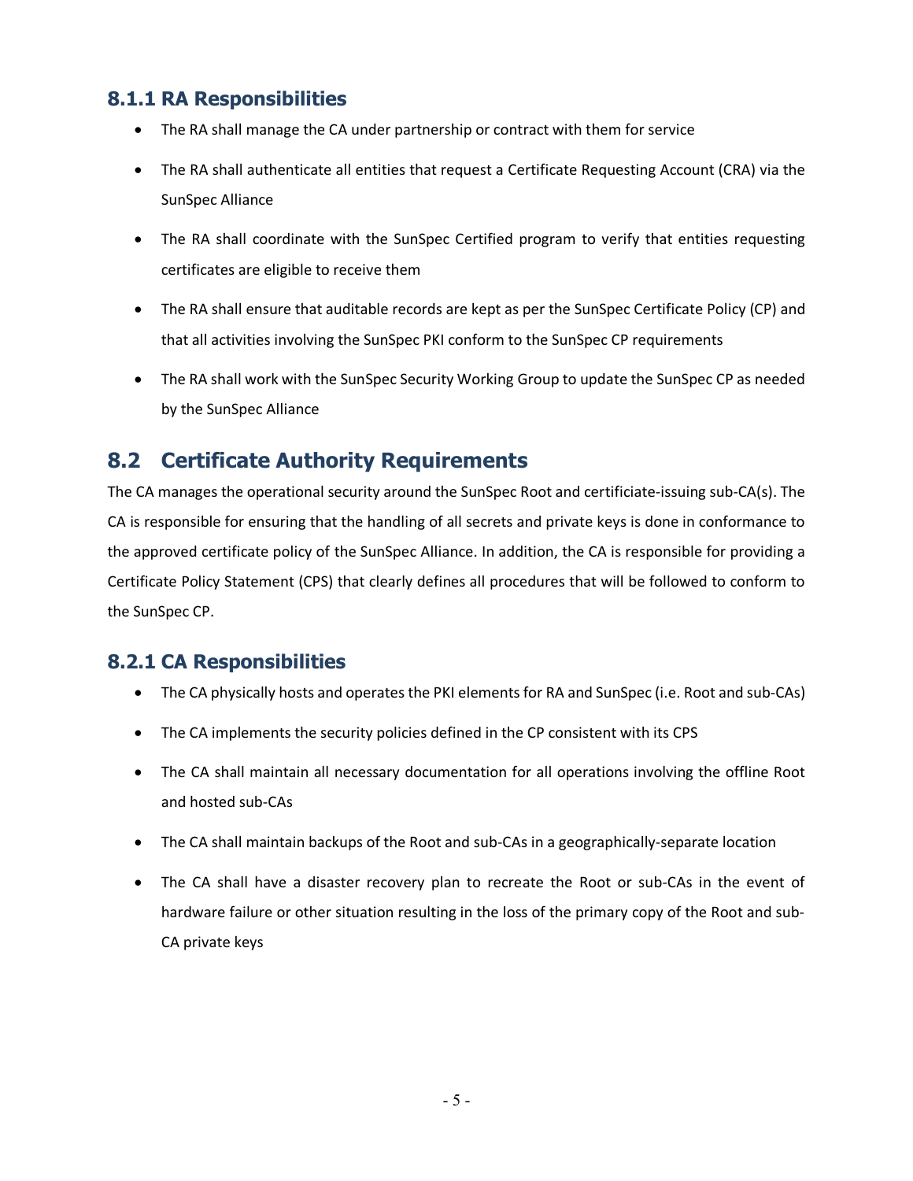### 8.1.1 RA Responsibilities

- The RA shall manage the CA under partnership or contract with them for service
- The RA shall authenticate all entities that request a Certificate Requesting Account (CRA) via the SunSpec Alliance
- The RA shall coordinate with the SunSpec Certified program to verify that entities requesting certificates are eligible to receive them
- The RA shall ensure that auditable records are kept as per the SunSpec Certificate Policy (CP) and that all activities involving the SunSpec PKI conform to the SunSpec CP requirements
- The RA shall work with the SunSpec Security Working Group to update the SunSpec CP as needed by the SunSpec Alliance

## 8.2 Certificate Authority Requirements

The CA manages the operational security around the SunSpec Root and certificiate-issuing sub-CA(s). The CA is responsible for ensuring that the handling of all secrets and private keys is done in conformance to the approved certificate policy of the SunSpec Alliance. In addition, the CA is responsible for providing a Certificate Policy Statement (CPS) that clearly defines all procedures that will be followed to conform to the SunSpec CP.

### 8.2.1 CA Responsibilities

- The CA physically hosts and operates the PKI elements for RA and SunSpec (i.e. Root and sub-CAs)
- The CA implements the security policies defined in the CP consistent with its CPS
- The CA shall maintain all necessary documentation for all operations involving the offline Root and hosted sub-CAs
- The CA shall maintain backups of the Root and sub-CAs in a geographically-separate location
- The CA shall have a disaster recovery plan to recreate the Root or sub-CAs in the event of hardware failure or other situation resulting in the loss of the primary copy of the Root and sub-CA private keys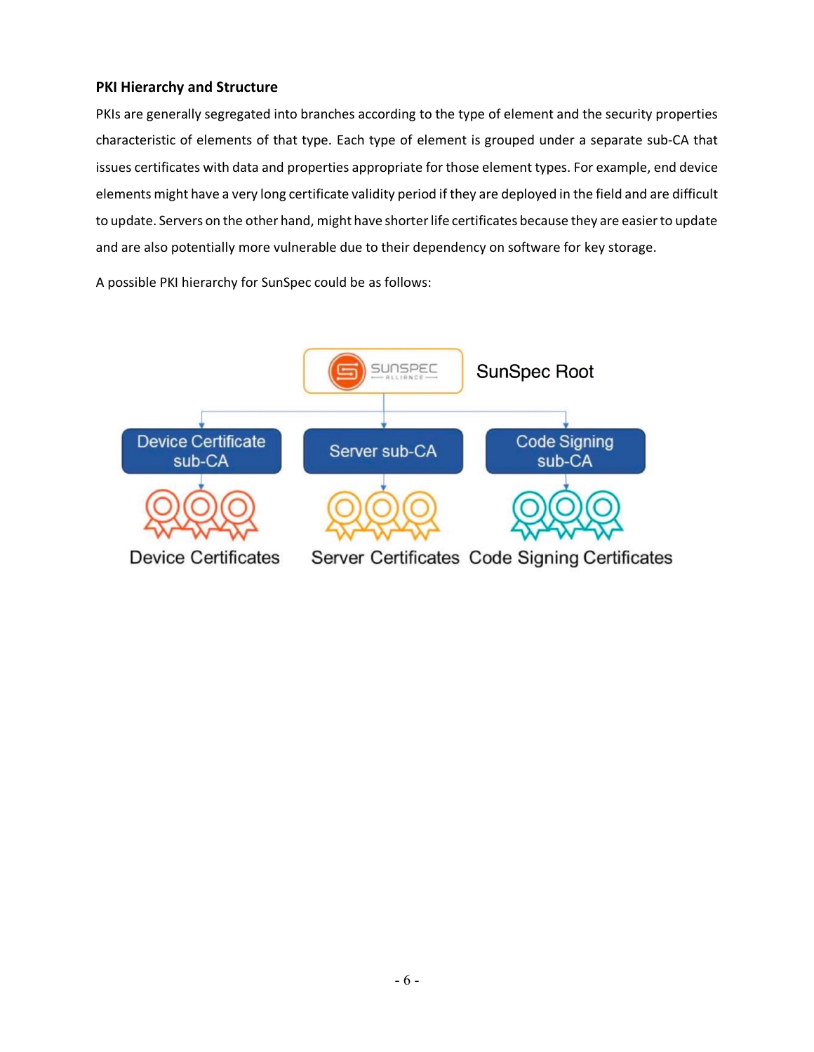### PKI Hierarchy and Structure

PKIs are generally segregated into branches according to the type of element and the security properties characteristic of elements of that type. Each type of element is grouped under a separate sub-CA that issues certificates with data and properties appropriate for those element types. For example, end device elements might have a very long certificate validity period if they are deployed in the field and are difficult to update. Servers on the other hand, might have shorter life certificates because they are easier to update and are also potentially more vulnerable due to their dependency on software for key storage.

A possible PKI hierarchy for SunSpec could be as follows: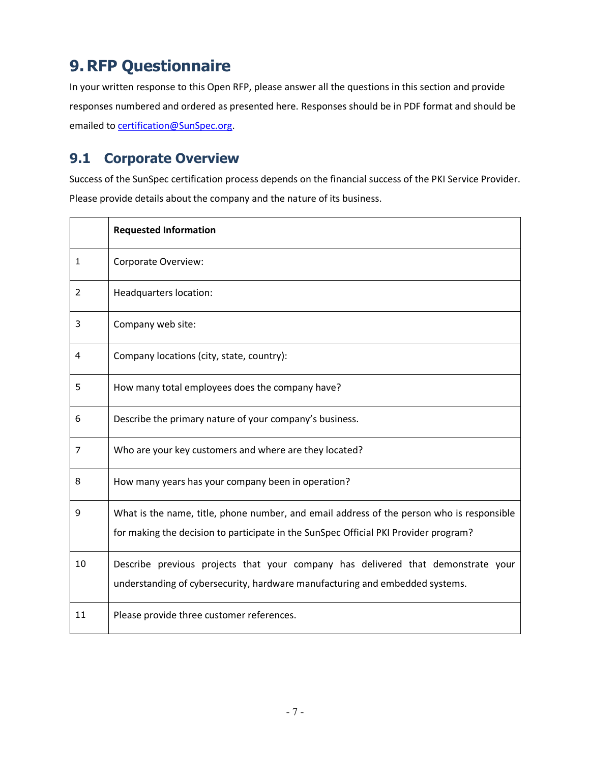# 9. RFP Questionnaire

In your written response to this Open RFP, please answer all the questions in this section and provide responses numbered and ordered as presented here. Responses should be in PDF format and should be emailed to certification@SunSpec.org.

## 9.1 Corporate Overview

Success of the SunSpec certification process depends on the financial success of the PKI Service Provider. Please provide details about the company and the nature of its business.

| | **Requested Information** |
|---|---|
| 1 | Corporate Overview: |
| 2 | Headquarters location: |
| 3 | Company web site: |
| 4 | Company locations (city, state, country): |
| 5 | How many total employees does the company have? |
| 6 | Describe the primary nature of your company's business. |
| 7 | Who are your key customers and where are they located? |
| 8 | How many years has your company been in operation? |
| 9 | What is the name, title, phone number, and email address of the person who is responsible for making the decision to participate in the SunSpec Official PKI Provider program? |
| 10 | Describe previous projects that your company has delivered that demonstrate your understanding of cybersecurity, hardware manufacturing and embedded systems. |
| 11 | Please provide three customer references. |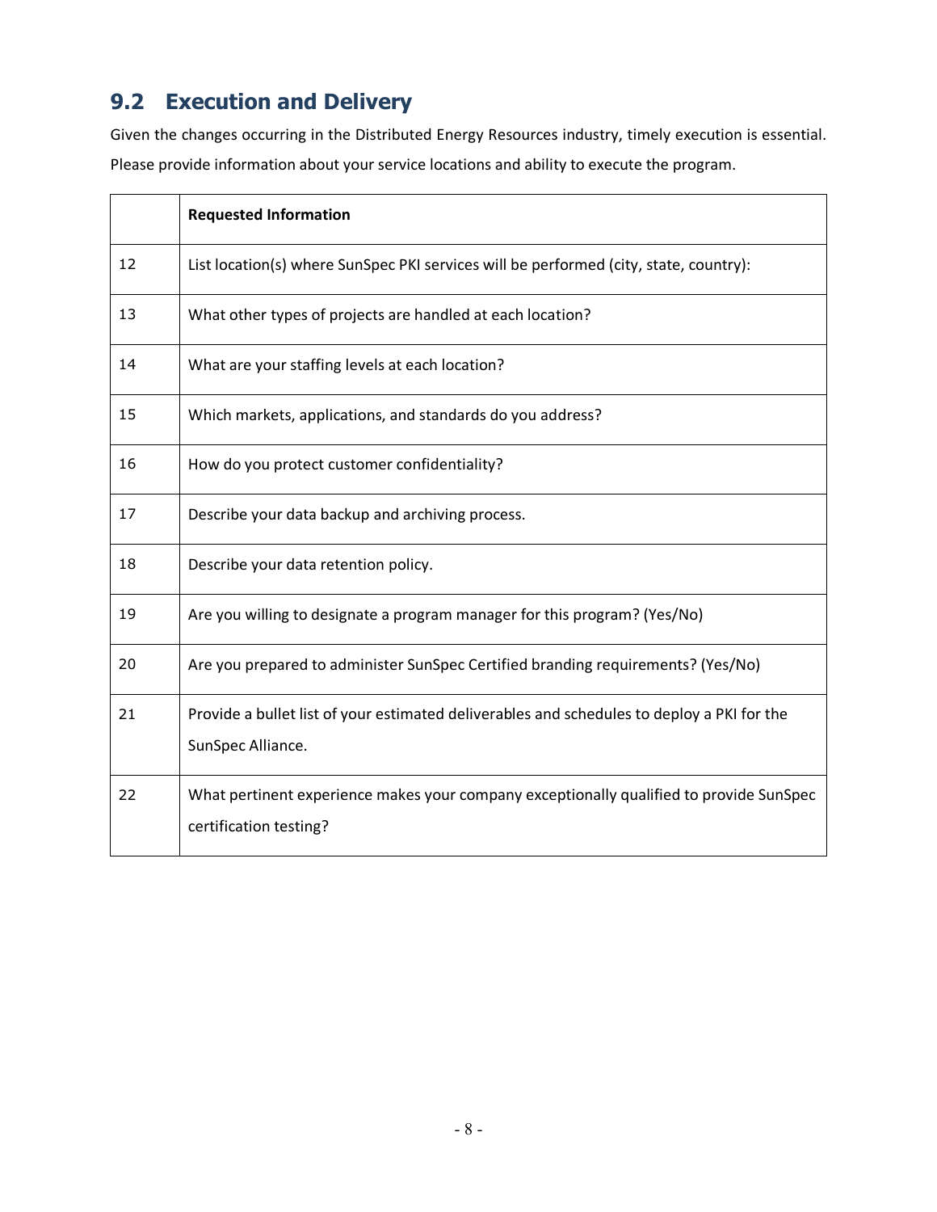## 9.2 Execution and Delivery

Given the changes occurring in the Distributed Energy Resources industry, timely execution is essential. Please provide information about your service locations and ability to execute the program.

| | **Requested Information** |
|---|---|
| 12 | List location(s) where SunSpec PKI services will be performed (city, state, country): |
| 13 | What other types of projects are handled at each location? |
| 14 | What are your staffing levels at each location? |
| 15 | Which markets, applications, and standards do you address? |
| 16 | How do you protect customer confidentiality? |
| 17 | Describe your data backup and archiving process. |
| 18 | Describe your data retention policy. |
| 19 | Are you willing to designate a program manager for this program? (Yes/No) |
| 20 | Are you prepared to administer SunSpec Certified branding requirements? (Yes/No) |
| 21 | Provide a bullet list of your estimated deliverables and schedules to deploy a PKI for the SunSpec Alliance. |
| 22 | What pertinent experience makes your company exceptionally qualified to provide SunSpec certification testing? |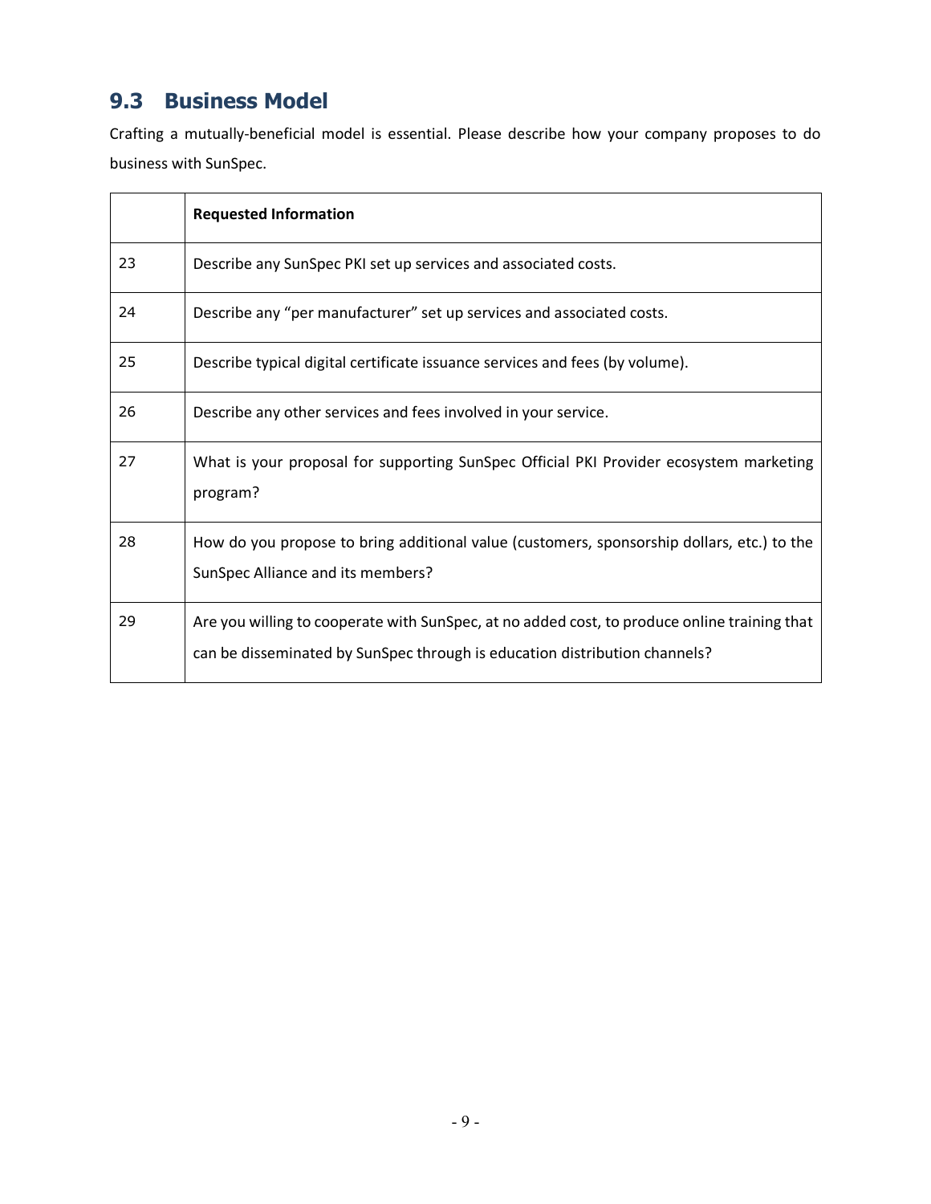## 9.3 Business Model

Crafting a mutually-beneficial model is essential. Please describe how your company proposes to do business with SunSpec.

| | Requested Information |
|---|---|
| 23 | Describe any SunSpec PKI set up services and associated costs. |
| 24 | Describe any “per manufacturer” set up services and associated costs. |
| 25 | Describe typical digital certificate issuance services and fees (by volume). |
| 26 | Describe any other services and fees involved in your service. |
| 27 | What is your proposal for supporting SunSpec Official PKI Provider ecosystem marketing program? |
| 28 | How do you propose to bring additional value (customers, sponsorship dollars, etc.) to the SunSpec Alliance and its members? |
| 29 | Are you willing to cooperate with SunSpec, at no added cost, to produce online training that can be disseminated by SunSpec through is education distribution channels? |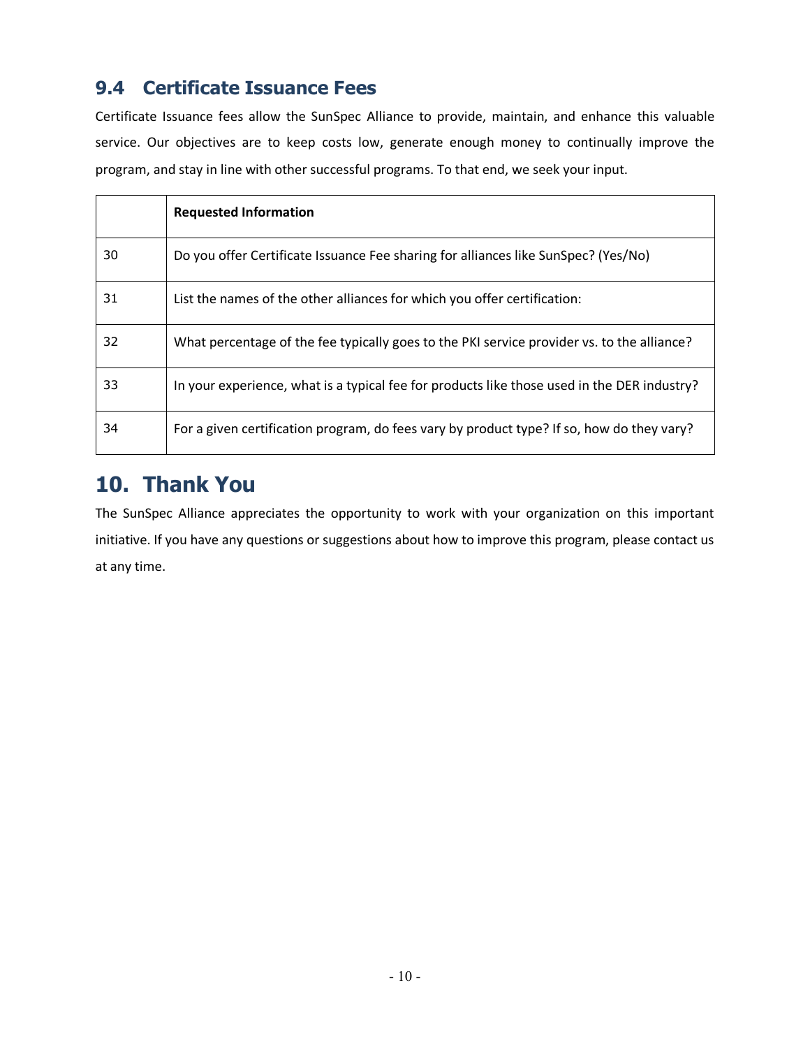## 9.4 Certificate Issuance Fees

Certificate Issuance fees allow the SunSpec Alliance to provide, maintain, and enhance this valuable service. Our objectives are to keep costs low, generate enough money to continually improve the program, and stay in line with other successful programs. To that end, we seek your input.

| | **Requested Information** |
|---|---|
| 30 | Do you offer Certificate Issuance Fee sharing for alliances like SunSpec? (Yes/No) |
| 31 | List the names of the other alliances for which you offer certification: |
| 32 | What percentage of the fee typically goes to the PKI service provider vs. to the alliance? |
| 33 | In your experience, what is a typical fee for products like those used in the DER industry? |
| 34 | For a given certification program, do fees vary by product type? If so, how do they vary? |

# 10. Thank You

The SunSpec Alliance appreciates the opportunity to work with your organization on this important initiative. If you have any questions or suggestions about how to improve this program, please contact us at any time.